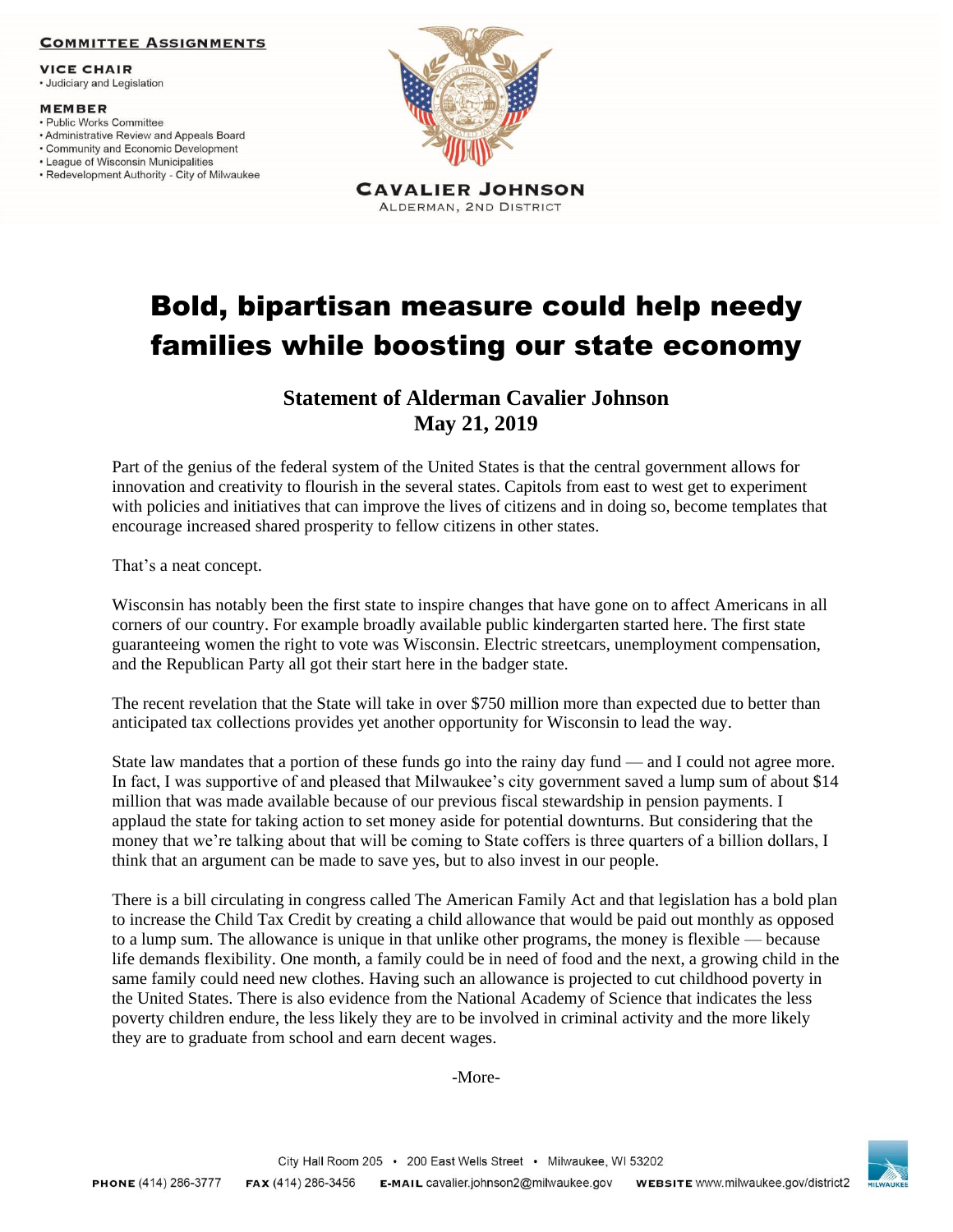**COMMITTEE ASSIGNMENTS**

**VICE CHAIR**
- Judiciary and Legislation

**MEMBER**
- Public Works Committee
- Administrative Review and Appeals Board
- Community and Economic Development
- League of Wisconsin Municipalities
- Redevelopment Authority - City of Milwaukee

**CAVALIER JOHNSON**
ALDERMAN, 2ND DISTRICT

# Bold, bipartisan measure could help needy families while boosting our state economy

**Statement of Alderman Cavalier Johnson**
**May 21, 2019**

Part of the genius of the federal system of the United States is that the central government allows for innovation and creativity to flourish in the several states. Capitols from east to west get to experiment with policies and initiatives that can improve the lives of citizens and in doing so, become templates that encourage increased shared prosperity to fellow citizens in other states.

That's a neat concept.

Wisconsin has notably been the first state to inspire changes that have gone on to affect Americans in all corners of our country. For example broadly available public kindergarten started here. The first state guaranteeing women the right to vote was Wisconsin. Electric streetcars, unemployment compensation, and the Republican Party all got their start here in the badger state.

The recent revelation that the State will take in over $750 million more than expected due to better than anticipated tax collections provides yet another opportunity for Wisconsin to lead the way.

State law mandates that a portion of these funds go into the rainy day fund — and I could not agree more. In fact, I was supportive of and pleased that Milwaukee's city government saved a lump sum of about $14 million that was made available because of our previous fiscal stewardship in pension payments. I applaud the state for taking action to set money aside for potential downturns. But considering that the money that we're talking about that will be coming to State coffers is three quarters of a billion dollars, I think that an argument can be made to save yes, but to also invest in our people.

There is a bill circulating in congress called The American Family Act and that legislation has a bold plan to increase the Child Tax Credit by creating a child allowance that would be paid out monthly as opposed to a lump sum. The allowance is unique in that unlike other programs, the money is flexible — because life demands flexibility. One month, a family could be in need of food and the next, a growing child in the same family could need new clothes. Having such an allowance is projected to cut childhood poverty in the United States. There is also evidence from the National Academy of Science that indicates the less poverty children endure, the less likely they are to be involved in criminal activity and the more likely they are to graduate from school and earn decent wages.

-More-

City Hall Room 205 • 200 East Wells Street • Milwaukee, WI 53202

**PHONE** (414) 286-3777 **FAX** (414) 286-3456 **E-MAIL** cavalier.johnson2@milwaukee.gov **WEBSITE** www.milwaukee.gov/district2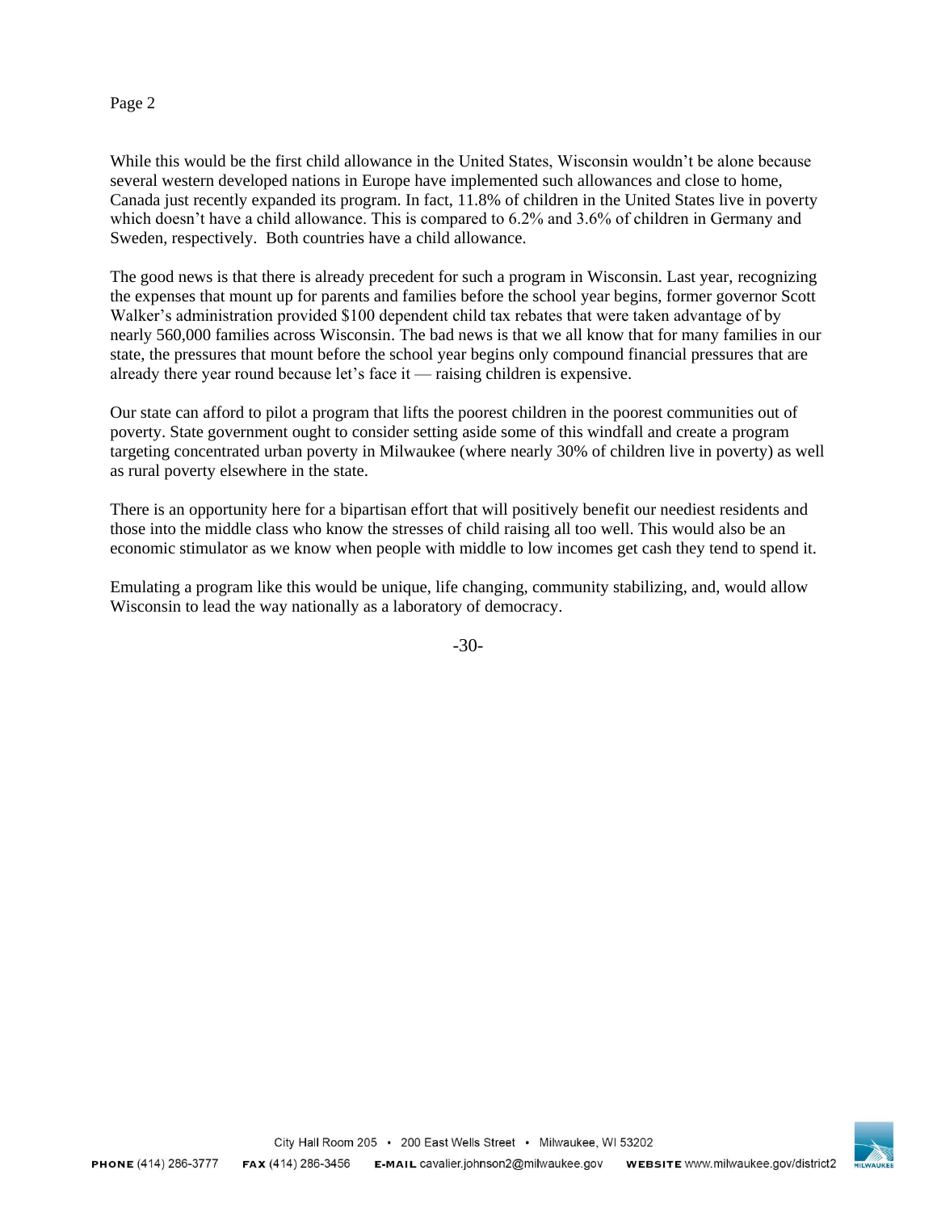While this would be the first child allowance in the United States, Wisconsin wouldn't be alone because several western developed nations in Europe have implemented such allowances and close to home, Canada just recently expanded its program. In fact, 11.8% of children in the United States live in poverty which doesn't have a child allowance. This is compared to 6.2% and 3.6% of children in Germany and Sweden, respectively. Both countries have a child allowance.

The good news is that there is already precedent for such a program in Wisconsin. Last year, recognizing the expenses that mount up for parents and families before the school year begins, former governor Scott Walker's administration provided $100 dependent child tax rebates that were taken advantage of by nearly 560,000 families across Wisconsin. The bad news is that we all know that for many families in our state, the pressures that mount before the school year begins only compound financial pressures that are already there year round because let's face it — raising children is expensive.

Our state can afford to pilot a program that lifts the poorest children in the poorest communities out of poverty. State government ought to consider setting aside some of this windfall and create a program targeting concentrated urban poverty in Milwaukee (where nearly 30% of children live in poverty) as well as rural poverty elsewhere in the state.

There is an opportunity here for a bipartisan effort that will positively benefit our neediest residents and those into the middle class who know the stresses of child raising all too well. This would also be an economic stimulator as we know when people with middle to low incomes get cash they tend to spend it.

Emulating a program like this would be unique, life changing, community stabilizing, and, would allow Wisconsin to lead the way nationally as a laboratory of democracy.

-30-

City Hall Room 205 • 200 East Wells Street • Milwaukee, WI 53202

PHONE (414) 286-3777 FAX (414) 286-3456 E-MAIL cavalier.johnson2@milwaukee.gov WEBSITE www.milwaukee.gov/district2